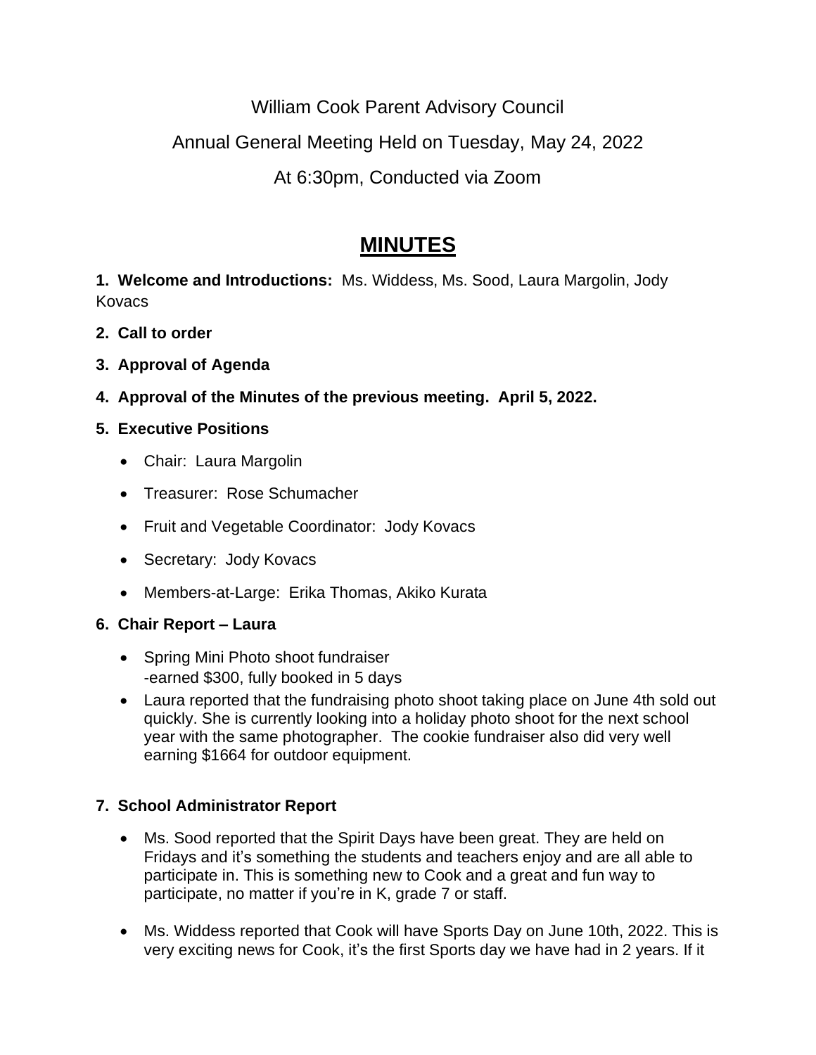William Cook Parent Advisory Council

Annual General Meeting Held on Tuesday, May 24, 2022

At 6:30pm, Conducted via Zoom

# MINUTES

**1. Welcome and Introductions:** Ms. Widdess, Ms. Sood, Laura Margolin, Jody Kovacs

**2. Call to order**

**3. Approval of Agenda**

**4. Approval of the Minutes of the previous meeting. April 5, 2022.**

**5. Executive Positions**

- Chair: Laura Margolin
- Treasurer: Rose Schumacher
- Fruit and Vegetable Coordinator: Jody Kovacs
- Secretary: Jody Kovacs
- Members-at-Large: Erika Thomas, Akiko Kurata

**6. Chair Report – Laura**

- Spring Mini Photo shoot fundraiser
  -earned $300, fully booked in 5 days
- Laura reported that the fundraising photo shoot taking place on June 4th sold out quickly. She is currently looking into a holiday photo shoot for the next school year with the same photographer. The cookie fundraiser also did very well earning $1664 for outdoor equipment.

**7. School Administrator Report**

- Ms. Sood reported that the Spirit Days have been great. They are held on Fridays and it's something the students and teachers enjoy and are all able to participate in. This is something new to Cook and a great and fun way to participate, no matter if you're in K, grade 7 or staff.
- Ms. Widdess reported that Cook will have Sports Day on June 10th, 2022. This is very exciting news for Cook, it's the first Sports day we have had in 2 years. If it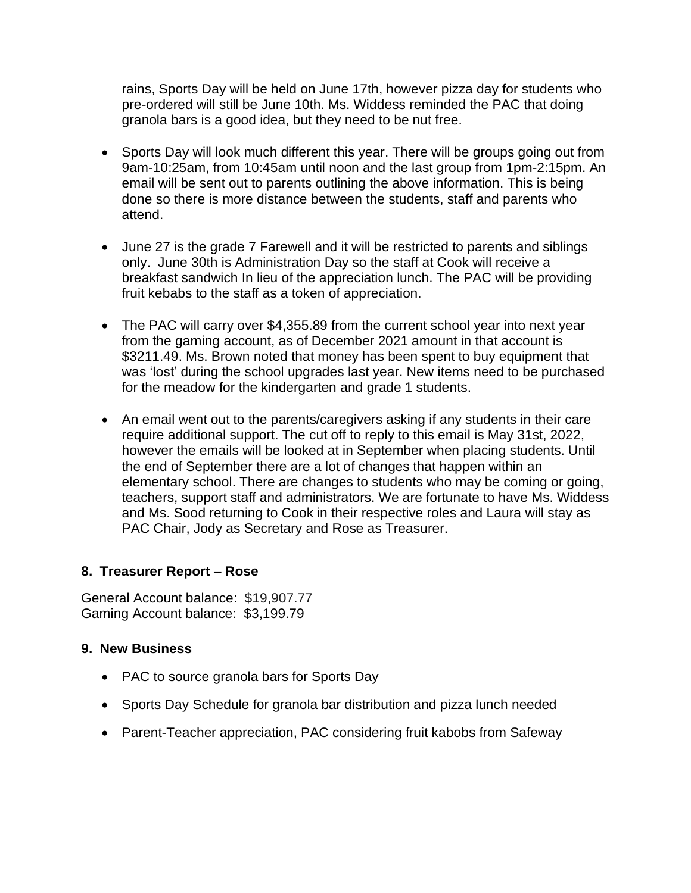rains, Sports Day will be held on June 17th, however pizza day for students who pre-ordered will still be June 10th. Ms. Widdess reminded the PAC that doing granola bars is a good idea, but they need to be nut free.

- Sports Day will look much different this year. There will be groups going out from 9am-10:25am, from 10:45am until noon and the last group from 1pm-2:15pm. An email will be sent out to parents outlining the above information. This is being done so there is more distance between the students, staff and parents who attend.

- June 27 is the grade 7 Farewell and it will be restricted to parents and siblings only. June 30th is Administration Day so the staff at Cook will receive a breakfast sandwich In lieu of the appreciation lunch. The PAC will be providing fruit kebabs to the staff as a token of appreciation.

- The PAC will carry over $4,355.89 from the current school year into next year from the gaming account, as of December 2021 amount in that account is $3211.49. Ms. Brown noted that money has been spent to buy equipment that was 'lost' during the school upgrades last year. New items need to be purchased for the meadow for the kindergarten and grade 1 students.

- An email went out to the parents/caregivers asking if any students in their care require additional support. The cut off to reply to this email is May 31st, 2022, however the emails will be looked at in September when placing students. Until the end of September there are a lot of changes that happen within an elementary school. There are changes to students who may be coming or going, teachers, support staff and administrators. We are fortunate to have Ms. Widdess and Ms. Sood returning to Cook in their respective roles and Laura will stay as PAC Chair, Jody as Secretary and Rose as Treasurer.

## 8. Treasurer Report – Rose

General Account balance: $19,907.77
Gaming Account balance: $3,199.79

## 9. New Business

- PAC to source granola bars for Sports Day
- Sports Day Schedule for granola bar distribution and pizza lunch needed
- Parent-Teacher appreciation, PAC considering fruit kabobs from Safeway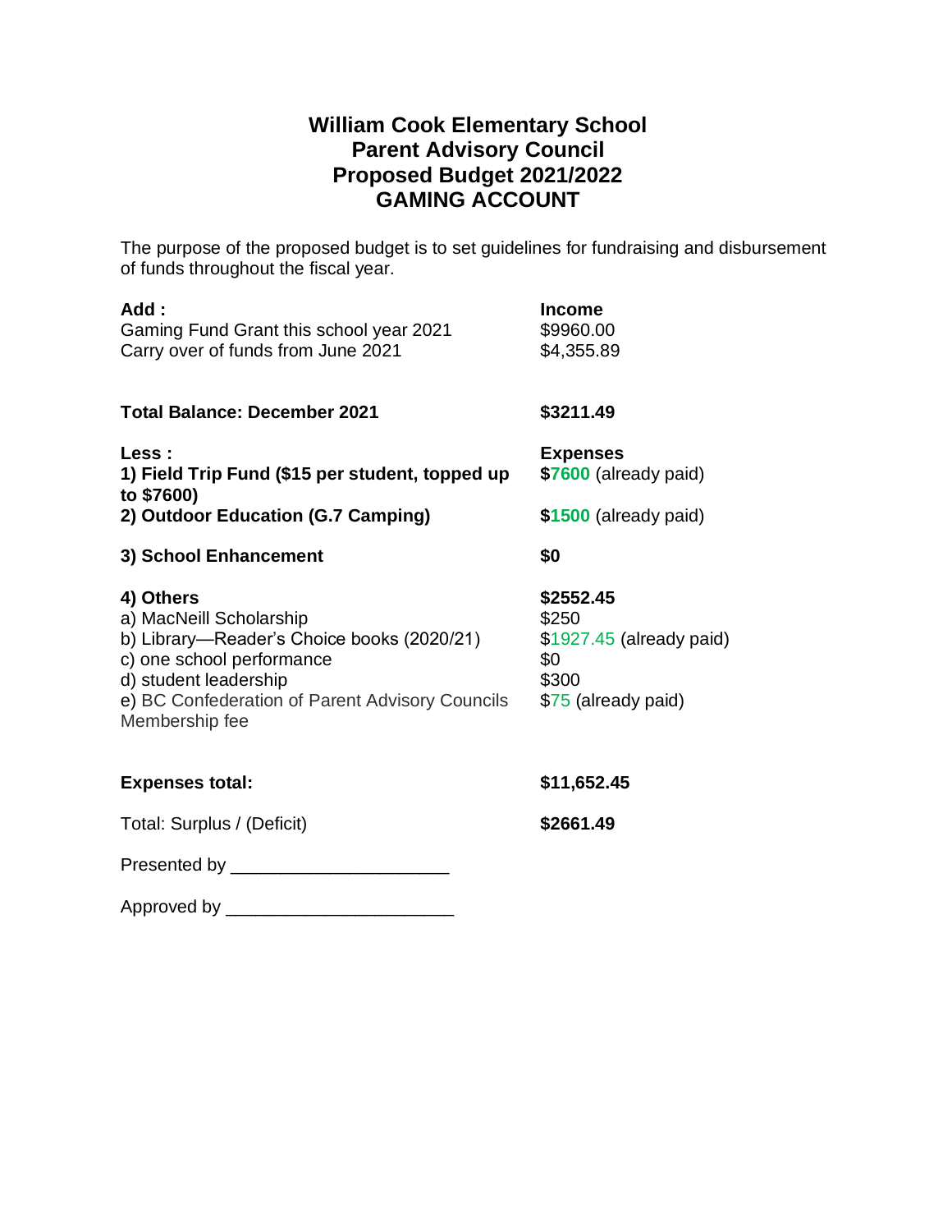# William Cook Elementary School
## Parent Advisory Council
## Proposed Budget 2021/2022
## GAMING ACCOUNT

The purpose of the proposed budget is to set guidelines for fundraising and disbursement of funds throughout the fiscal year.

| **Add :** | **Income** |
|---|---|
| Gaming Fund Grant this school year 2021 | $9960.00 |
| Carry over of funds from June 2021 | $4,355.89 |
| | |
| **Total Balance: December 2021** | **$3211.49** |
| | |
| **Less :** | **Expenses** |
| **1) Field Trip Fund ($15 per student, topped up to $7600)** | **$7600** (already paid) |
| **2) Outdoor Education (G.7 Camping)** | **$1500** (already paid) |
| **3) School Enhancement** | **$0** |
| **4) Others** | **$2552.45** |
| a) MacNeill Scholarship | $250 |
| b) Library—Reader's Choice books (2020/21) | $1927.45 (already paid) |
| c) one school performance | $0 |
| d) student leadership | $300 |
| e) BC Confederation of Parent Advisory Councils Membership fee | $75 (already paid) |
| | |
| **Expenses total:** | **$11,652.45** |
| Total: Surplus / (Deficit) | **$2661.49** |

Presented by ______________________

Approved by _______________________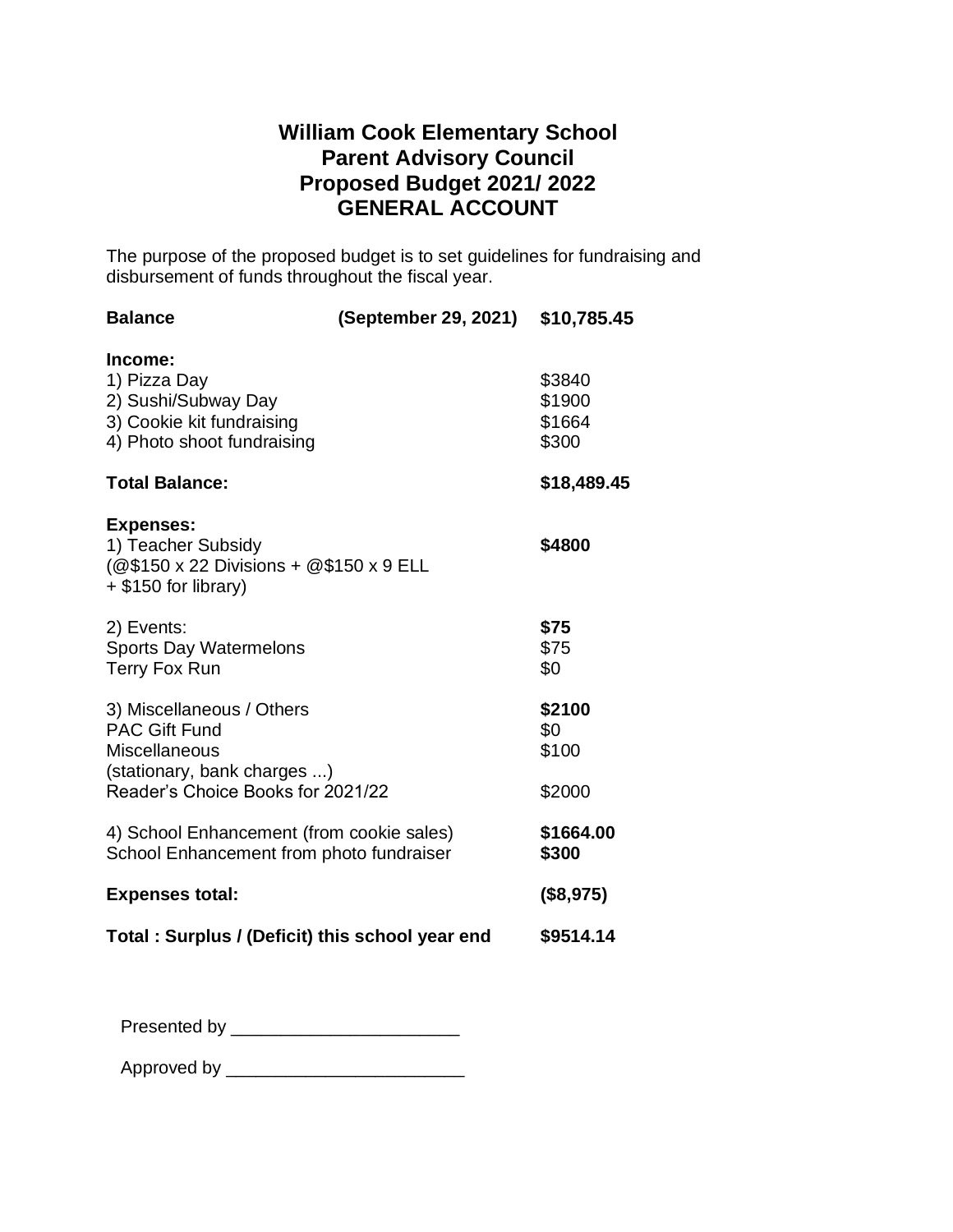# William Cook Elementary School
# Parent Advisory Council
# Proposed Budget 2021/ 2022
# GENERAL ACCOUNT

The purpose of the proposed budget is to set guidelines for fundraising and disbursement of funds throughout the fiscal year.

| | | |
|---|---|---|
| **Balance** | **(September 29, 2021)** | **$10,785.45** |
| **Income:** | | |
| 1) Pizza Day | | $3840 |
| 2) Sushi/Subway Day | | $1900 |
| 3) Cookie kit fundraising | | $1664 |
| 4) Photo shoot fundraising | | $300 |
| **Total Balance:** | | **$18,489.45** |
| **Expenses:** | | |
| 1) Teacher Subsidy (@$150 x 22 Divisions + @$150 x 9 ELL + $150 for library) | | **$4800** |
| 2) Events: | | **$75** |
| Sports Day Watermelons | | $75 |
| Terry Fox Run | | $0 |
| 3) Miscellaneous / Others | | **$2100** |
| PAC Gift Fund | | $0 |
| Miscellaneous (stationary, bank charges ...) | | $100 |
| Reader's Choice Books for 2021/22 | | $2000 |
| 4) School Enhancement (from cookie sales) | | **$1664.00** |
| School Enhancement from photo fundraiser | | **$300** |
| **Expenses total:** | | **($8,975)** |
| **Total : Surplus / (Deficit) this school year end** | | **$9514.14** |

Presented by _______________________

Approved by ________________________